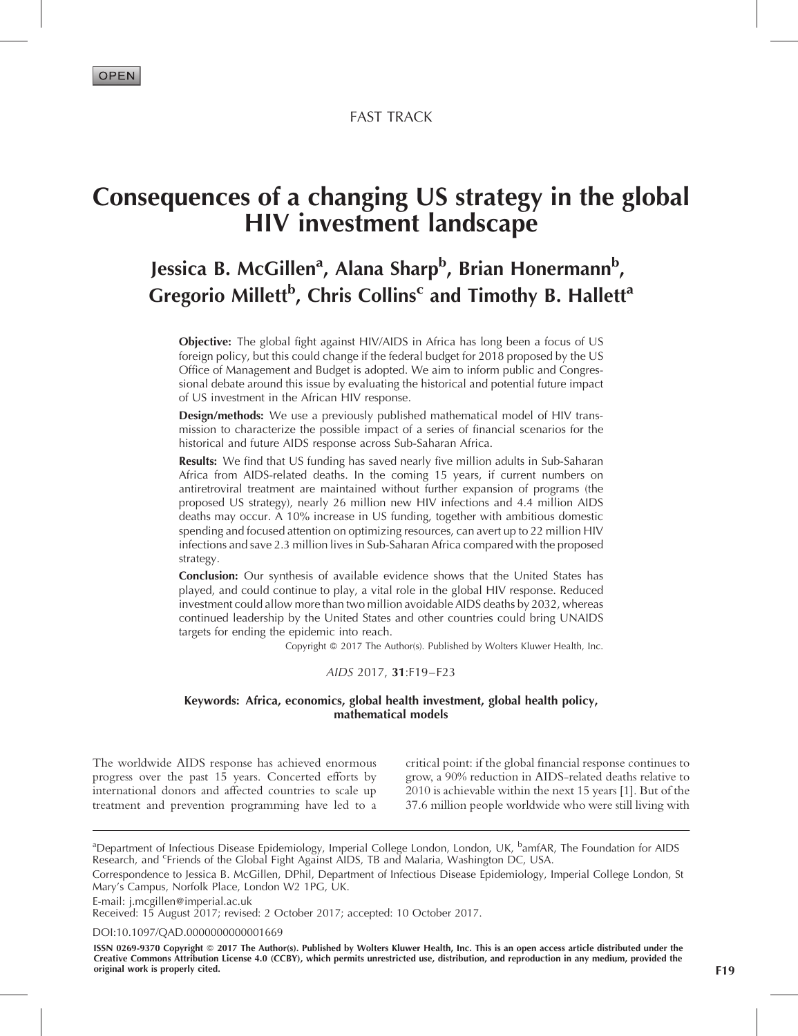OPEN

FAST TRACK

# Consequences of a changing US strategy in the global HIV investment landscape

**Jessica B. McGillen[a], Alana Sharp[b], Brian Honermann[b], Gregorio Millett[b], Chris Collins[c] and Timothy B. Hallett[a]**

**Objective:** The global fight against HIV/AIDS in Africa has long been a focus of US foreign policy, but this could change if the federal budget for 2018 proposed by the US Office of Management and Budget is adopted. We aim to inform public and Congressional debate around this issue by evaluating the historical and potential future impact of US investment in the African HIV response.

**Design/methods:** We use a previously published mathematical model of HIV transmission to characterize the possible impact of a series of financial scenarios for the historical and future AIDS response across Sub-Saharan Africa.

**Results:** We find that US funding has saved nearly five million adults in Sub-Saharan Africa from AIDS-related deaths. In the coming 15 years, if current numbers on antiretroviral treatment are maintained without further expansion of programs (the proposed US strategy), nearly 26 million new HIV infections and 4.4 million AIDS deaths may occur. A 10% increase in US funding, together with ambitious domestic spending and focused attention on optimizing resources, can avert up to 22 million HIV infections and save 2.3 million lives in Sub-Saharan Africa compared with the proposed strategy.

**Conclusion:** Our synthesis of available evidence shows that the United States has played, and could continue to play, a vital role in the global HIV response. Reduced investment could allow more than two million avoidable AIDS deaths by 2032, whereas continued leadership by the United States and other countries could bring UNAIDS targets for ending the epidemic into reach.

Copyright © 2017 The Author(s). Published by Wolters Kluwer Health, Inc.

*AIDS* 2017, **31**:F19–F23

**Keywords: Africa, economics, global health investment, global health policy, mathematical models**

The worldwide AIDS response has achieved enormous progress over the past 15 years. Concerted efforts by international donors and affected countries to scale up treatment and prevention programming have led to a critical point: if the global financial response continues to grow, a 90% reduction in AIDS-related deaths relative to 2010 is achievable within the next 15 years [1]. But of the 37.6 million people worldwide who were still living with

---

[a]Department of Infectious Disease Epidemiology, Imperial College London, London, UK, [b]amfAR, The Foundation for AIDS Research, and [c]Friends of the Global Fight Against AIDS, TB and Malaria, Washington DC, USA.

Correspondence to Jessica B. McGillen, DPhil, Department of Infectious Disease Epidemiology, Imperial College London, St Mary's Campus, Norfolk Place, London W2 1PG, UK.

E-mail: j.mcgillen@imperial.ac.uk

Received: 15 August 2017; revised: 2 October 2017; accepted: 10 October 2017.

DOI:10.1097/QAD.0000000000001669

ISSN 0269-9370 Copyright © 2017 The Author(s). Published by Wolters Kluwer Health, Inc. This is an open access article distributed under the Creative Commons Attribution License 4.0 (CCBY), which permits unrestricted use, distribution, and reproduction in any medium, provided the original work is properly cited.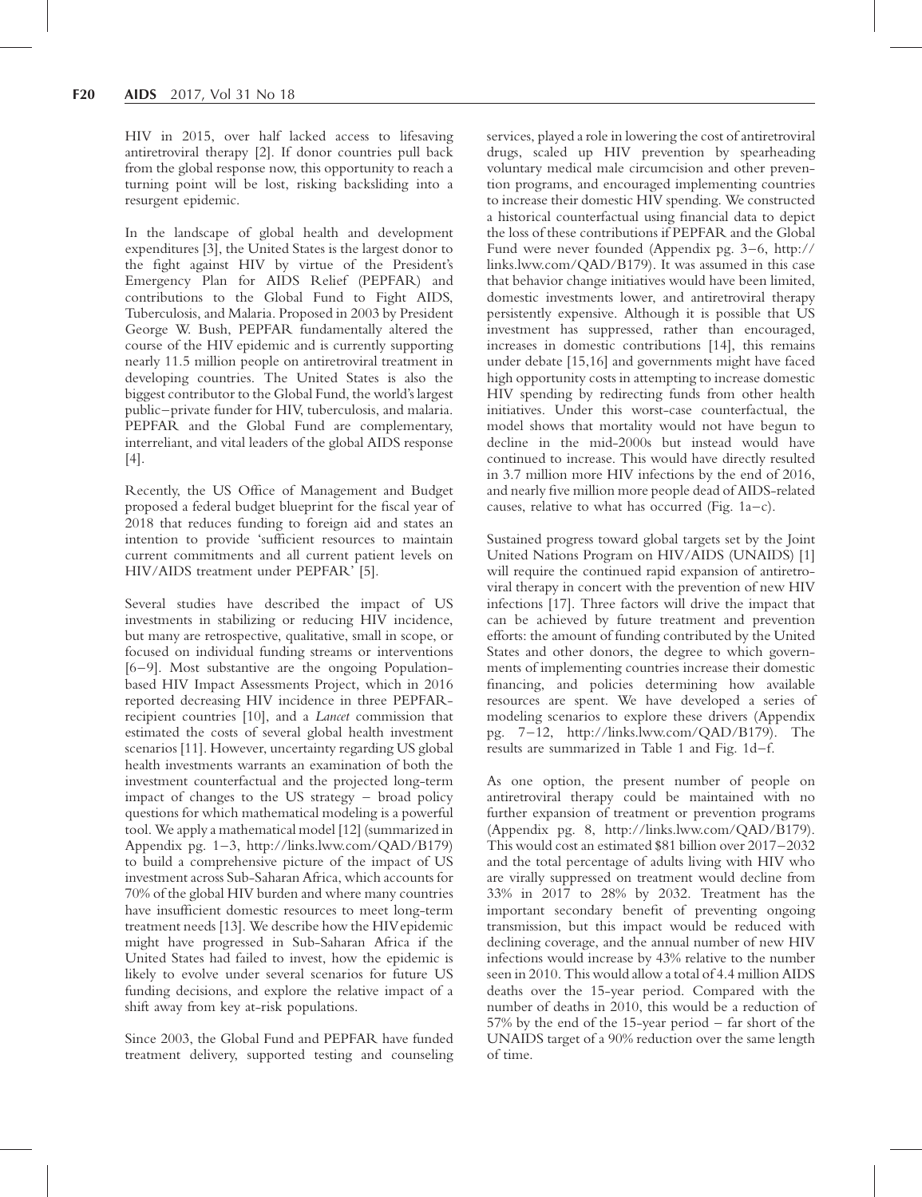HIV in 2015, over half lacked access to lifesaving antiretroviral therapy [2]. If donor countries pull back from the global response now, this opportunity to reach a turning point will be lost, risking backsliding into a resurgent epidemic.

In the landscape of global health and development expenditures [3], the United States is the largest donor to the fight against HIV by virtue of the President's Emergency Plan for AIDS Relief (PEPFAR) and contributions to the Global Fund to Fight AIDS, Tuberculosis, and Malaria. Proposed in 2003 by President George W. Bush, PEPFAR fundamentally altered the course of the HIV epidemic and is currently supporting nearly 11.5 million people on antiretroviral treatment in developing countries. The United States is also the biggest contributor to the Global Fund, the world's largest public–private funder for HIV, tuberculosis, and malaria. PEPFAR and the Global Fund are complementary, interreliant, and vital leaders of the global AIDS response [4].

Recently, the US Office of Management and Budget proposed a federal budget blueprint for the fiscal year of 2018 that reduces funding to foreign aid and states an intention to provide 'sufficient resources to maintain current commitments and all current patient levels on HIV/AIDS treatment under PEPFAR' [5].

Several studies have described the impact of US investments in stabilizing or reducing HIV incidence, but many are retrospective, qualitative, small in scope, or focused on individual funding streams or interventions [6–9]. Most substantive are the ongoing Population-based HIV Impact Assessments Project, which in 2016 reported decreasing HIV incidence in three PEPFAR-recipient countries [10], and a *Lancet* commission that estimated the costs of several global health investment scenarios [11]. However, uncertainty regarding US global health investments warrants an examination of both the investment counterfactual and the projected long-term impact of changes to the US strategy – broad policy questions for which mathematical modeling is a powerful tool. We apply a mathematical model [12] (summarized in Appendix pg. 1–3, http://links.lww.com/QAD/B179) to build a comprehensive picture of the impact of US investment across Sub-Saharan Africa, which accounts for 70% of the global HIV burden and where many countries have insufficient domestic resources to meet long-term treatment needs [13]. We describe how the HIV epidemic might have progressed in Sub-Saharan Africa if the United States had failed to invest, how the epidemic is likely to evolve under several scenarios for future US funding decisions, and explore the relative impact of a shift away from key at-risk populations.

Since 2003, the Global Fund and PEPFAR have funded treatment delivery, supported testing and counseling services, played a role in lowering the cost of antiretroviral drugs, scaled up HIV prevention by spearheading voluntary medical male circumcision and other prevention programs, and encouraged implementing countries to increase their domestic HIV spending. We constructed a historical counterfactual using financial data to depict the loss of these contributions if PEPFAR and the Global Fund were never founded (Appendix pg. 3–6, http://links.lww.com/QAD/B179). It was assumed in this case that behavior change initiatives would have been limited, domestic investments lower, and antiretroviral therapy persistently expensive. Although it is possible that US investment has suppressed, rather than encouraged, increases in domestic contributions [14], this remains under debate [15,16] and governments might have faced high opportunity costs in attempting to increase domestic HIV spending by redirecting funds from other health initiatives. Under this worst-case counterfactual, the model shows that mortality would not have begun to decline in the mid-2000s but instead would have continued to increase. This would have directly resulted in 3.7 million more HIV infections by the end of 2016, and nearly five million more people dead of AIDS-related causes, relative to what has occurred (Fig. 1a–c).

Sustained progress toward global targets set by the Joint United Nations Program on HIV/AIDS (UNAIDS) [1] will require the continued rapid expansion of antiretroviral therapy in concert with the prevention of new HIV infections [17]. Three factors will drive the impact that can be achieved by future treatment and prevention efforts: the amount of funding contributed by the United States and other donors, the degree to which governments of implementing countries increase their domestic financing, and policies determining how available resources are spent. We have developed a series of modeling scenarios to explore these drivers (Appendix pg. 7–12, http://links.lww.com/QAD/B179). The results are summarized in Table 1 and Fig. 1d–f.

As one option, the present number of people on antiretroviral therapy could be maintained with no further expansion of treatment or prevention programs (Appendix pg. 8, http://links.lww.com/QAD/B179). This would cost an estimated $81 billion over 2017–2032 and the total percentage of adults living with HIV who are virally suppressed on treatment would decline from 33% in 2017 to 28% by 2032. Treatment has the important secondary benefit of preventing ongoing transmission, but this impact would be reduced with declining coverage, and the annual number of new HIV infections would increase by 43% relative to the number seen in 2010. This would allow a total of 4.4 million AIDS deaths over the 15-year period. Compared with the number of deaths in 2010, this would be a reduction of 57% by the end of the 15-year period – far short of the UNAIDS target of a 90% reduction over the same length of time.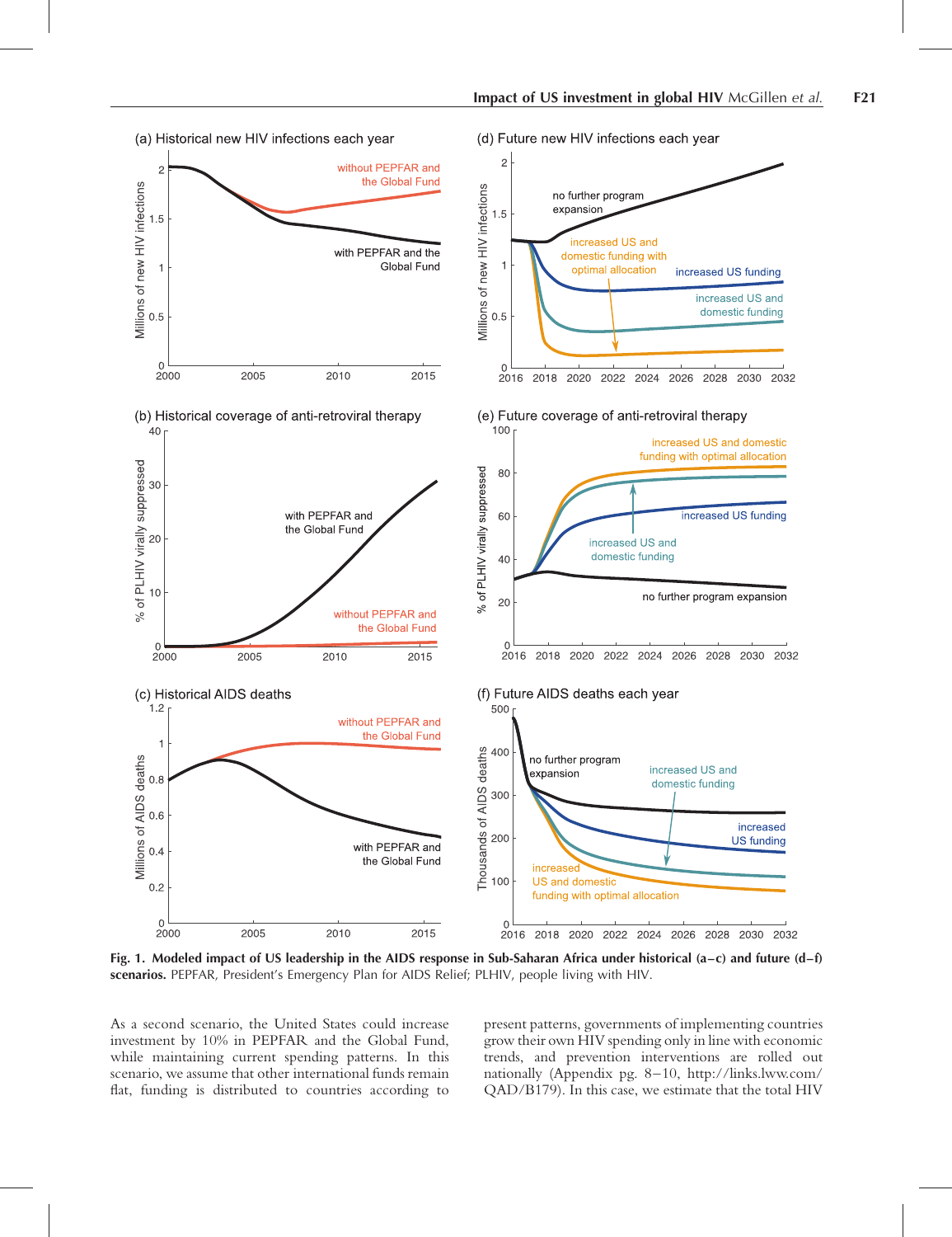Fig. 1. **Modeled impact of US leadership in the AIDS response in Sub-Saharan Africa under historical (a–c) and future (d–f) scenarios.** PEPFAR, President's Emergency Plan for AIDS Relief; PLHIV, people living with HIV.

As a second scenario, the United States could increase investment by 10% in PEPFAR and the Global Fund, while maintaining current spending patterns. In this scenario, we assume that other international funds remain flat, funding is distributed to countries according to present patterns, governments of implementing countries grow their own HIV spending only in line with economic trends, and prevention interventions are rolled out nationally (Appendix pg. 8–10, http://links.lww.com/QAD/B179). In this case, we estimate that the total HIV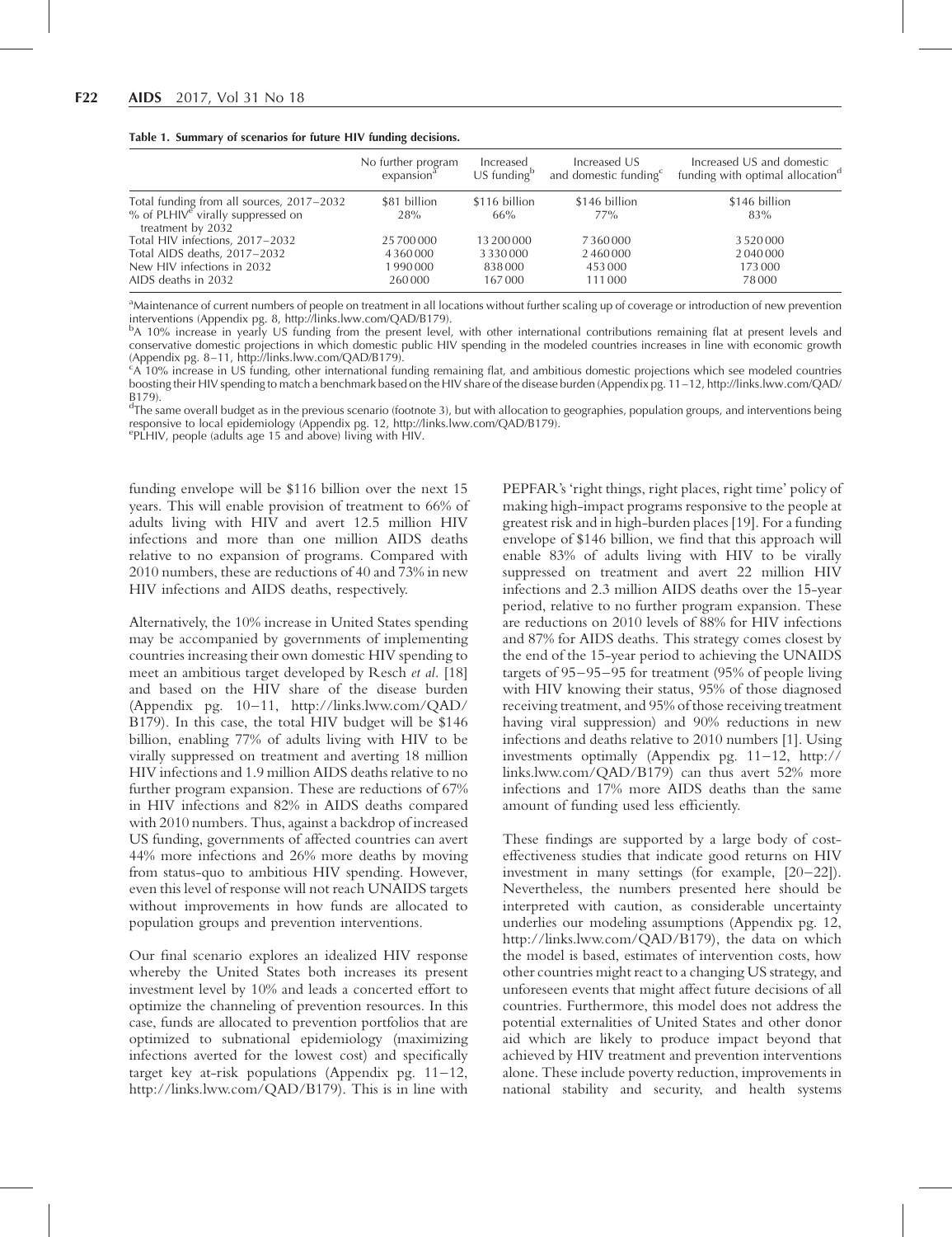**Table 1. Summary of scenarios for future HIV funding decisions.**

| | No further program expansion[a] | Increased US funding[b] | Increased US and domestic funding[c] | Increased US and domestic funding with optimal allocation[d] |
|---|---|---|---|---|
| Total funding from all sources, 2017–2032 | \$81 billion | \$116 billion | \$146 billion | \$146 billion |
| % of PLHIV[e] virally suppressed on treatment by 2032 | 28% | 66% | 77% | 83% |
| Total HIV infections, 2017–2032 | 25 700 000 | 13 200 000 | 7 360 000 | 3 520 000 |
| Total AIDS deaths, 2017–2032 | 4 360 000 | 3 330 000 | 2 460 000 | 2 040 000 |
| New HIV infections in 2032 | 1 990 000 | 838 000 | 453 000 | 173 000 |
| AIDS deaths in 2032 | 260 000 | 167 000 | 111 000 | 78 000 |

[a]Maintenance of current numbers of people on treatment in all locations without further scaling up of coverage or introduction of new prevention interventions (Appendix pg. 8, http://links.lww.com/QAD/B179).
[b]A 10% increase in yearly US funding from the present level, with other international contributions remaining flat at present levels and conservative domestic projections in which domestic public HIV spending in the modeled countries increases in line with economic growth (Appendix pg. 8–11, http://links.lww.com/QAD/B179).
[c]A 10% increase in US funding, other international funding remaining flat, and ambitious domestic projections which see modeled countries boosting their HIV spending to match a benchmark based on the HIV share of the disease burden (Appendix pg. 11–12, http://links.lww.com/QAD/B179).
[d]The same overall budget as in the previous scenario (footnote 3), but with allocation to geographies, population groups, and interventions being responsive to local epidemiology (Appendix pg. 12, http://links.lww.com/QAD/B179).
[e]PLHIV, people (adults age 15 and above) living with HIV.

funding envelope will be \$116 billion over the next 15 years. This will enable provision of treatment to 66% of adults living with HIV and avert 12.5 million HIV infections and more than one million AIDS deaths relative to no expansion of programs. Compared with 2010 numbers, these are reductions of 40 and 73% in new HIV infections and AIDS deaths, respectively.

Alternatively, the 10% increase in United States spending may be accompanied by governments of implementing countries increasing their own domestic HIV spending to meet an ambitious target developed by Resch *et al.* [18] and based on the HIV share of the disease burden (Appendix pg. 10–11, http://links.lww.com/QAD/B179). In this case, the total HIV budget will be \$146 billion, enabling 77% of adults living with HIV to be virally suppressed on treatment and averting 18 million HIV infections and 1.9 million AIDS deaths relative to no further program expansion. These are reductions of 67% in HIV infections and 82% in AIDS deaths compared with 2010 numbers. Thus, against a backdrop of increased US funding, governments of affected countries can avert 44% more infections and 26% more deaths by moving from status-quo to ambitious HIV spending. However, even this level of response will not reach UNAIDS targets without improvements in how funds are allocated to population groups and prevention interventions.

Our final scenario explores an idealized HIV response whereby the United States both increases its present investment level by 10% and leads a concerted effort to optimize the channeling of prevention resources. In this case, funds are allocated to prevention portfolios that are optimized to subnational epidemiology (maximizing infections averted for the lowest cost) and specifically target key at-risk populations (Appendix pg. 11–12, http://links.lww.com/QAD/B179). This is in line with PEPFAR's 'right things, right places, right time' policy of making high-impact programs responsive to the people at greatest risk and in high-burden places [19]. For a funding envelope of \$146 billion, we find that this approach will enable 83% of adults living with HIV to be virally suppressed on treatment and avert 22 million HIV infections and 2.3 million AIDS deaths over the 15-year period, relative to no further program expansion. These are reductions on 2010 levels of 88% for HIV infections and 87% for AIDS deaths. This strategy comes closest by the end of the 15-year period to achieving the UNAIDS targets of 95–95–95 for treatment (95% of people living with HIV knowing their status, 95% of those diagnosed receiving treatment, and 95% of those receiving treatment having viral suppression) and 90% reductions in new infections and deaths relative to 2010 numbers [1]. Using investments optimally (Appendix pg. 11–12, http://links.lww.com/QAD/B179) can thus avert 52% more infections and 17% more AIDS deaths than the same amount of funding used less efficiently.

These findings are supported by a large body of cost-effectiveness studies that indicate good returns on HIV investment in many settings (for example, [20–22]). Nevertheless, the numbers presented here should be interpreted with caution, as considerable uncertainty underlies our modeling assumptions (Appendix pg. 12, http://links.lww.com/QAD/B179), the data on which the model is based, estimates of intervention costs, how other countries might react to a changing US strategy, and unforeseen events that might affect future decisions of all countries. Furthermore, this model does not address the potential externalities of United States and other donor aid which are likely to produce impact beyond that achieved by HIV treatment and prevention interventions alone. These include poverty reduction, improvements in national stability and security, and health systems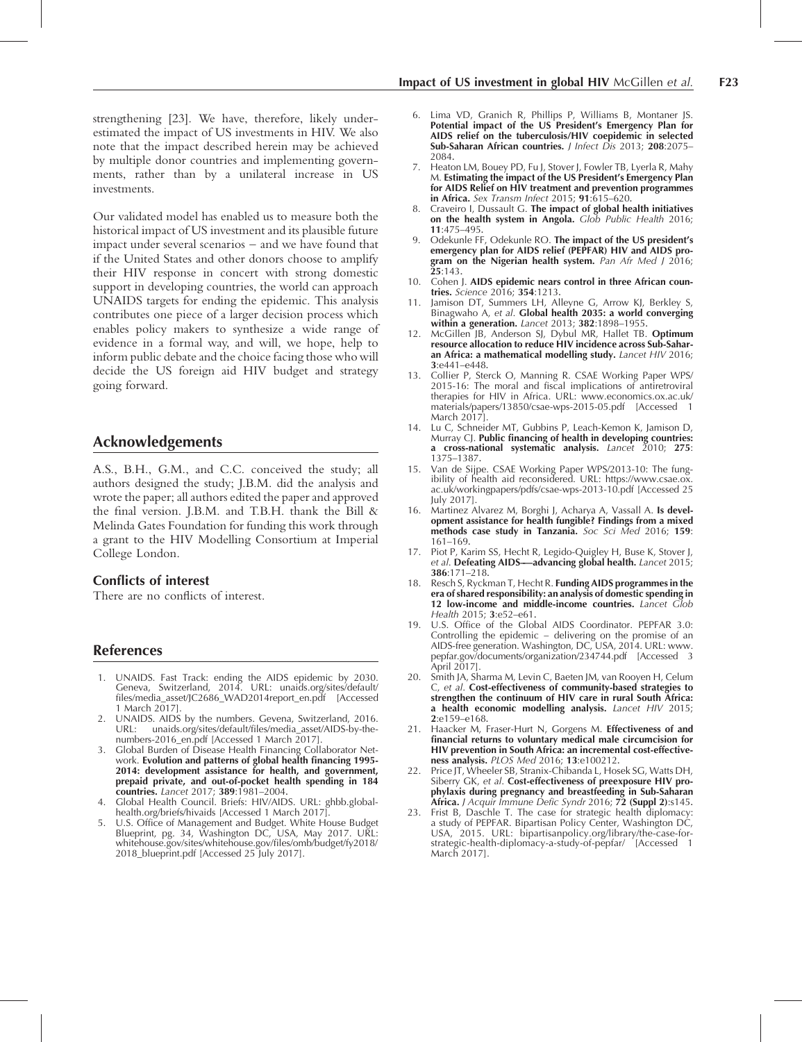strengthening [23]. We have, therefore, likely underestimated the impact of US investments in HIV. We also note that the impact described herein may be achieved by multiple donor countries and implementing governments, rather than by a unilateral increase in US investments.

Our validated model has enabled us to measure both the historical impact of US investment and its plausible future impact under several scenarios – and we have found that if the United States and other donors choose to amplify their HIV response in concert with strong domestic support in developing countries, the world can approach UNAIDS targets for ending the epidemic. This analysis contributes one piece of a larger decision process which enables policy makers to synthesize a wide range of evidence in a formal way, and will, we hope, help to inform public debate and the choice facing those who will decide the US foreign aid HIV budget and strategy going forward.

## Acknowledgements

A.S., B.H., G.M., and C.C. conceived the study; all authors designed the study; J.B.M. did the analysis and wrote the paper; all authors edited the paper and approved the final version. J.B.M. and T.B.H. thank the Bill & Melinda Gates Foundation for funding this work through a grant to the HIV Modelling Consortium at Imperial College London.

### Conflicts of interest

There are no conflicts of interest.

## References

1. UNAIDS. Fast Track: ending the AIDS epidemic by 2030. Geneva, Switzerland, 2014. URL: unaids.org/sites/default/files/media_asset/JC2686_WAD2014report_en.pdf [Accessed 1 March 2017].
2. UNAIDS. AIDS by the numbers. Gevena, Switzerland, 2016. URL: unaids.org/sites/default/files/media_asset/AIDS-by-the-numbers-2016_en.pdf [Accessed 1 March 2017].
3. Global Burden of Disease Health Financing Collaborator Network. **Evolution and patterns of global health financing 1995-2014: development assistance for health, and government, prepaid private, and out-of-pocket health spending in 184 countries.** *Lancet* 2017; **389**:1981–2004.
4. Global Health Council. Briefs: HIV/AIDS. URL: ghbb.globalhealth.org/briefs/hivaids [Accessed 1 March 2017].
5. U.S. Office of Management and Budget. White House Budget Blueprint, pg. 34, Washington DC, USA, May 2017. URL: whitehouse.gov/sites/whitehouse.gov/files/omb/budget/fy2018/2018_blueprint.pdf [Accessed 25 July 2017].
6. Lima VD, Granich R, Phillips P, Williams B, Montaner JS. **Potential impact of the US President's Emergency Plan for AIDS relief on the tuberculosis/HIV coepidemic in selected Sub-Saharan African countries.** *J Infect Dis* 2013; **208**:2075–2084.
7. Heaton LM, Bouey PD, Fu J, Stover J, Fowler TB, Lyerla R, Mahy M. **Estimating the impact of the US President's Emergency Plan for AIDS Relief on HIV treatment and prevention programmes in Africa.** *Sex Transm Infect* 2015; **91**:615–620.
8. Craveiro I, Dussault G. **The impact of global health initiatives on the health system in Angola.** *Glob Public Health* 2016; **11**:475–495.
9. Odekunle FF, Odekunle RO. **The impact of the US president's emergency plan for AIDS relief (PEPFAR) HIV and AIDS program on the Nigerian health system.** *Pan Afr Med J* 2016; **25**:143.
10. Cohen J. **AIDS epidemic nears control in three African countries.** *Science* 2016; **354**:1213.
11. Jamison DT, Summers LH, Alleyne G, Arrow KJ, Berkley S, Binagwaho A, *et al*. **Global health 2035: a world converging within a generation.** *Lancet* 2013; **382**:1898–1955.
12. McGillen JB, Anderson SJ, Dybul MR, Hallet TB. **Optimum resource allocation to reduce HIV incidence across Sub-Saharan Africa: a mathematical modelling study.** *Lancet HIV* 2016; **3**:e441–e448.
13. Collier P, Sterck O, Manning R. CSAE Working Paper WPS/2015-16: The moral and fiscal implications of antiretroviral therapies for HIV in Africa. URL: www.economics.ox.ac.uk/materials/papers/13850/csae-wps-2015-05.pdf [Accessed 1 March 2017].
14. Lu C, Schneider MT, Gubbins P, Leach-Kemon K, Jamison D, Murray CJ. **Public financing of health in developing countries: a cross-national systematic analysis.** *Lancet* 2010; **275**: 1375–1387.
15. Van de Sijpe. CSAE Working Paper WPS/2013-10: The fungibility of health aid reconsidered. URL: https://www.csae.ox.ac.uk/workingpapers/pdfs/csae-wps-2013-10.pdf [Accessed 25 July 2017].
16. Martinez Alvarez M, Borghi J, Acharya A, Vassall A. **Is development assistance for health fungible? Findings from a mixed methods case study in Tanzania.** *Soc Sci Med* 2016; **159**: 161–169.
17. Piot P, Karim SS, Hecht R, Legido-Quigley H, Buse K, Stover J, *et al*. **Defeating AIDS—advancing global health.** *Lancet* 2015; **386**:171–218.
18. Resch S, Ryckman T, Hecht R. **Funding AIDS programmes in the era of shared responsibility: an analysis of domestic spending in 12 low-income and middle-income countries.** *Lancet Glob Health* 2015; **3**:e52–e61.
19. U.S. Office of the Global AIDS Coordinator. PEPFAR 3.0: Controlling the epidemic – delivering on the promise of an AIDS-free generation. Washington, DC, USA, 2014. URL: www.pepfar.gov/documents/organization/234744.pdf [Accessed 3 April 2017].
20. Smith JA, Sharma M, Levin C, Baeten JM, van Rooyen H, Celum C, *et al*. **Cost-effectiveness of community-based strategies to strengthen the continuum of HIV care in rural South Africa: a health economic modelling analysis.** *Lancet HIV* 2015; **2**:e159–e168.
21. Haacker M, Fraser-Hurt N, Gorgens M. **Effectiveness of and financial returns to voluntary medical male circumcision for HIV prevention in South Africa: an incremental cost-effectiveness analysis.** *PLOS Med* 2016; **13**:e100212.
22. Price JT, Wheeler SB, Stranix-Chibanda L, Hosek SG, Watts DH, Siberry GK, *et al*. **Cost-effectiveness of preexposure HIV prophylaxis during pregnancy and breastfeeding in Sub-Saharan Africa.** *J Acquir Immune Defic Syndr* 2016; **72 (Suppl 2)**:s145.
23. Frist B, Daschle T. The case for strategic health diplomacy: a study of PEPFAR. Bipartisan Policy Center, Washington DC, USA, 2015. URL: bipartisanpolicy.org/library/the-case-for-strategic-health-diplomacy-a-study-of-pepfar/ [Accessed 1 March 2017].